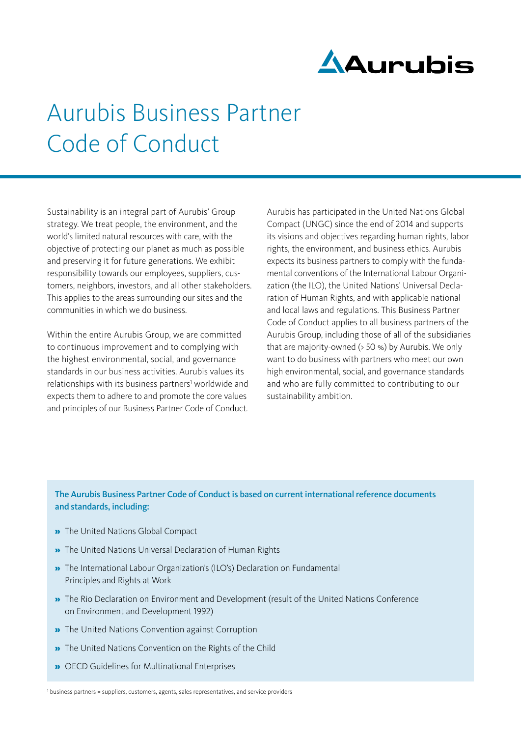# Aurubis Business Partner Code of Conduct

Sustainability is an integral part of Aurubis' Group strategy. We treat people, the environment, and the world's limited natural resources with care, with the objective of protecting our planet as much as possible and preserving it for future generations. We exhibit responsibility towards our employees, suppliers, customers, neighbors, investors, and all other stakeholders. This applies to the areas surrounding our sites and the communities in which we do business.

Within the entire Aurubis Group, we are committed to continuous improvement and to complying with the highest environmental, social, and governance standards in our business activities. Aurubis values its relationships with its business partners[1] worldwide and expects them to adhere to and promote the core values and principles of our Business Partner Code of Conduct.

Aurubis has participated in the United Nations Global Compact (UNGC) since the end of 2014 and supports its visions and objectives regarding human rights, labor rights, the environment, and business ethics. Aurubis expects its business partners to comply with the fundamental conventions of the International Labour Organization (the ILO), the United Nations' Universal Declaration of Human Rights, and with applicable national and local laws and regulations. This Business Partner Code of Conduct applies to all business partners of the Aurubis Group, including those of all of the subsidiaries that are majority-owned (> 50 %) by Aurubis. We only want to do business with partners who meet our own high environmental, social, and governance standards and who are fully committed to contributing to our sustainability ambition.

**The Aurubis Business Partner Code of Conduct is based on current international reference documents and standards, including:**

- The United Nations Global Compact
- The United Nations Universal Declaration of Human Rights
- The International Labour Organization's (ILO's) Declaration on Fundamental Principles and Rights at Work
- The Rio Declaration on Environment and Development (result of the United Nations Conference on Environment and Development 1992)
- The United Nations Convention against Corruption
- The United Nations Convention on the Rights of the Child
- OECD Guidelines for Multinational Enterprises

[1] business partners = suppliers, customers, agents, sales representatives, and service providers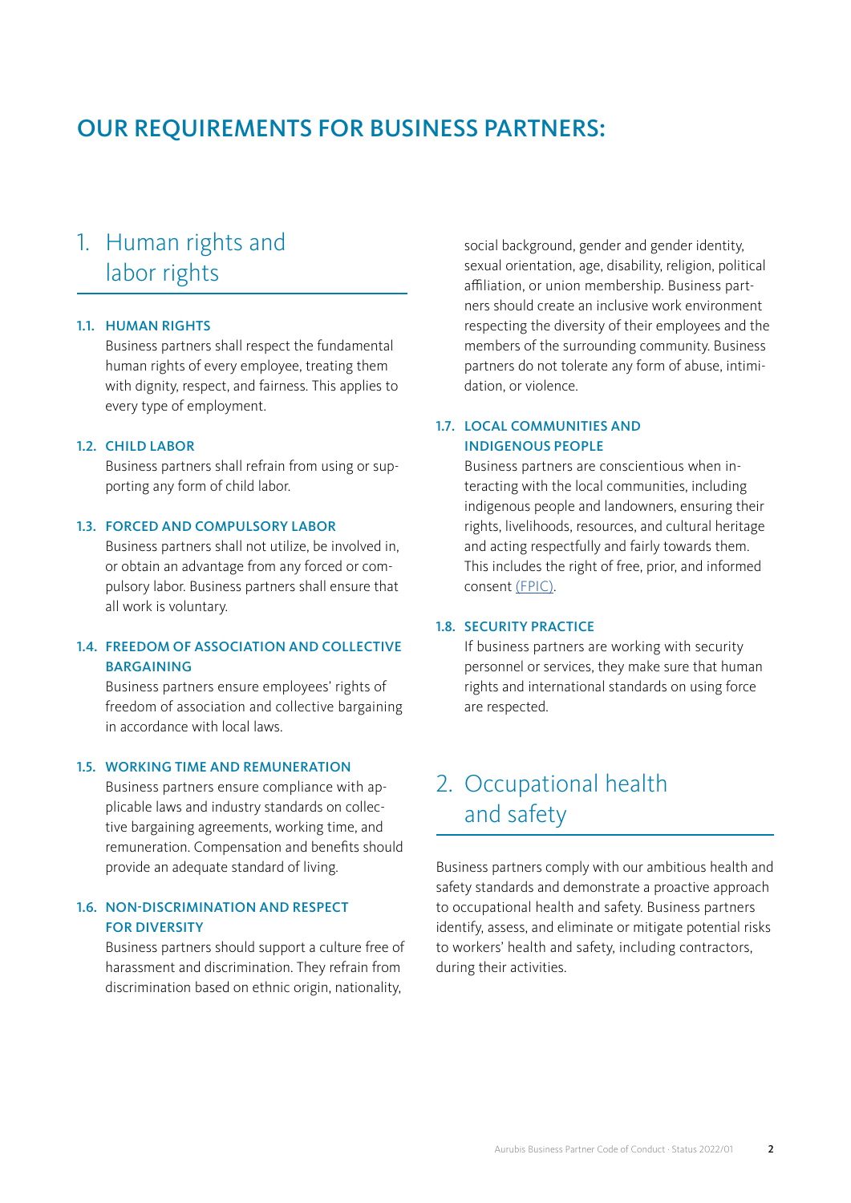# OUR REQUIREMENTS FOR BUSINESS PARTNERS:

## 1. Human rights and labor rights

### 1.1. HUMAN RIGHTS

Business partners shall respect the fundamental human rights of every employee, treating them with dignity, respect, and fairness. This applies to every type of employment.

### 1.2. CHILD LABOR

Business partners shall refrain from using or supporting any form of child labor.

### 1.3. FORCED AND COMPULSORY LABOR

Business partners shall not utilize, be involved in, or obtain an advantage from any forced or compulsory labor. Business partners shall ensure that all work is voluntary.

### 1.4. FREEDOM OF ASSOCIATION AND COLLECTIVE BARGAINING

Business partners ensure employees' rights of freedom of association and collective bargaining in accordance with local laws.

### 1.5. WORKING TIME AND REMUNERATION

Business partners ensure compliance with applicable laws and industry standards on collective bargaining agreements, working time, and remuneration. Compensation and benefits should provide an adequate standard of living.

### 1.6. NON-DISCRIMINATION AND RESPECT FOR DIVERSITY

Business partners should support a culture free of harassment and discrimination. They refrain from discrimination based on ethnic origin, nationality, social background, gender and gender identity, sexual orientation, age, disability, religion, political affiliation, or union membership. Business partners should create an inclusive work environment respecting the diversity of their employees and the members of the surrounding community. Business partners do not tolerate any form of abuse, intimidation, or violence.

### 1.7. LOCAL COMMUNITIES AND INDIGENOUS PEOPLE

Business partners are conscientious when interacting with the local communities, including indigenous people and landowners, ensuring their rights, livelihoods, resources, and cultural heritage and acting respectfully and fairly towards them. This includes the right of free, prior, and informed consent (FPIC).

### 1.8. SECURITY PRACTICE

If business partners are working with security personnel or services, they make sure that human rights and international standards on using force are respected.

## 2. Occupational health and safety

Business partners comply with our ambitious health and safety standards and demonstrate a proactive approach to occupational health and safety. Business partners identify, assess, and eliminate or mitigate potential risks to workers' health and safety, including contractors, during their activities.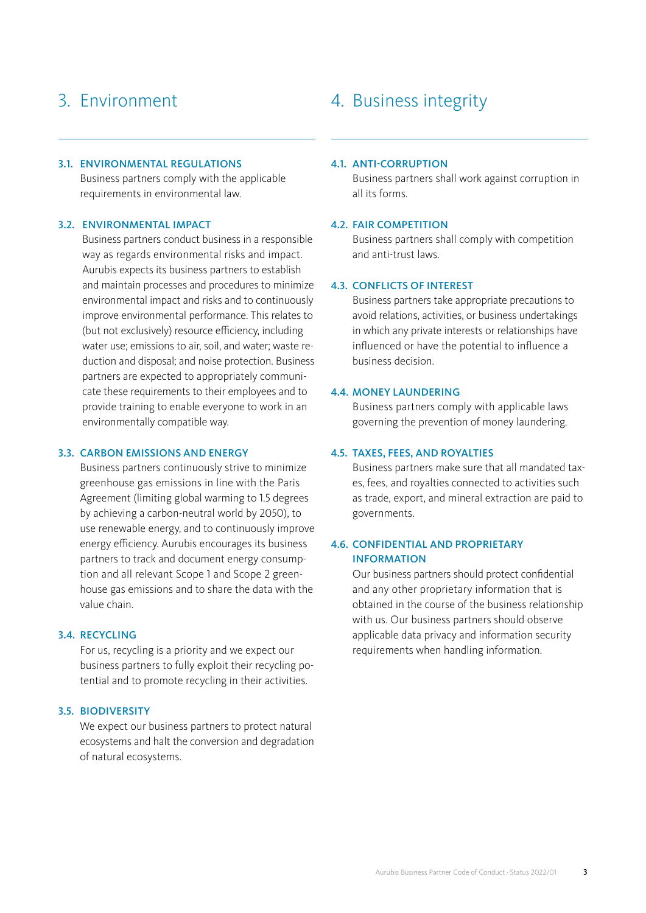# 3. Environment

### 3.1. ENVIRONMENTAL REGULATIONS

Business partners comply with the applicable requirements in environmental law.

### 3.2. ENVIRONMENTAL IMPACT

Business partners conduct business in a responsible way as regards environmental risks and impact. Aurubis expects its business partners to establish and maintain processes and procedures to minimize environmental impact and risks and to continuously improve environmental performance. This relates to (but not exclusively) resource efficiency, including water use; emissions to air, soil, and water; waste reduction and disposal; and noise protection. Business partners are expected to appropriately communicate these requirements to their employees and to provide training to enable everyone to work in an environmentally compatible way.

### 3.3. CARBON EMISSIONS AND ENERGY

Business partners continuously strive to minimize greenhouse gas emissions in line with the Paris Agreement (limiting global warming to 1.5 degrees by achieving a carbon-neutral world by 2050), to use renewable energy, and to continuously improve energy efficiency. Aurubis encourages its business partners to track and document energy consumption and all relevant Scope 1 and Scope 2 greenhouse gas emissions and to share the data with the value chain.

### 3.4. RECYCLING

For us, recycling is a priority and we expect our business partners to fully exploit their recycling potential and to promote recycling in their activities.

### 3.5. BIODIVERSITY

We expect our business partners to protect natural ecosystems and halt the conversion and degradation of natural ecosystems.

# 4. Business integrity

### 4.1. ANTI-CORRUPTION

Business partners shall work against corruption in all its forms.

### 4.2. FAIR COMPETITION

Business partners shall comply with competition and anti-trust laws.

### 4.3. CONFLICTS OF INTEREST

Business partners take appropriate precautions to avoid relations, activities, or business undertakings in which any private interests or relationships have influenced or have the potential to influence a business decision.

### 4.4. MONEY LAUNDERING

Business partners comply with applicable laws governing the prevention of money laundering.

### 4.5. TAXES, FEES, AND ROYALTIES

Business partners make sure that all mandated taxes, fees, and royalties connected to activities such as trade, export, and mineral extraction are paid to governments.

### 4.6. CONFIDENTIAL AND PROPRIETARY INFORMATION

Our business partners should protect confidential and any other proprietary information that is obtained in the course of the business relationship with us. Our business partners should observe applicable data privacy and information security requirements when handling information.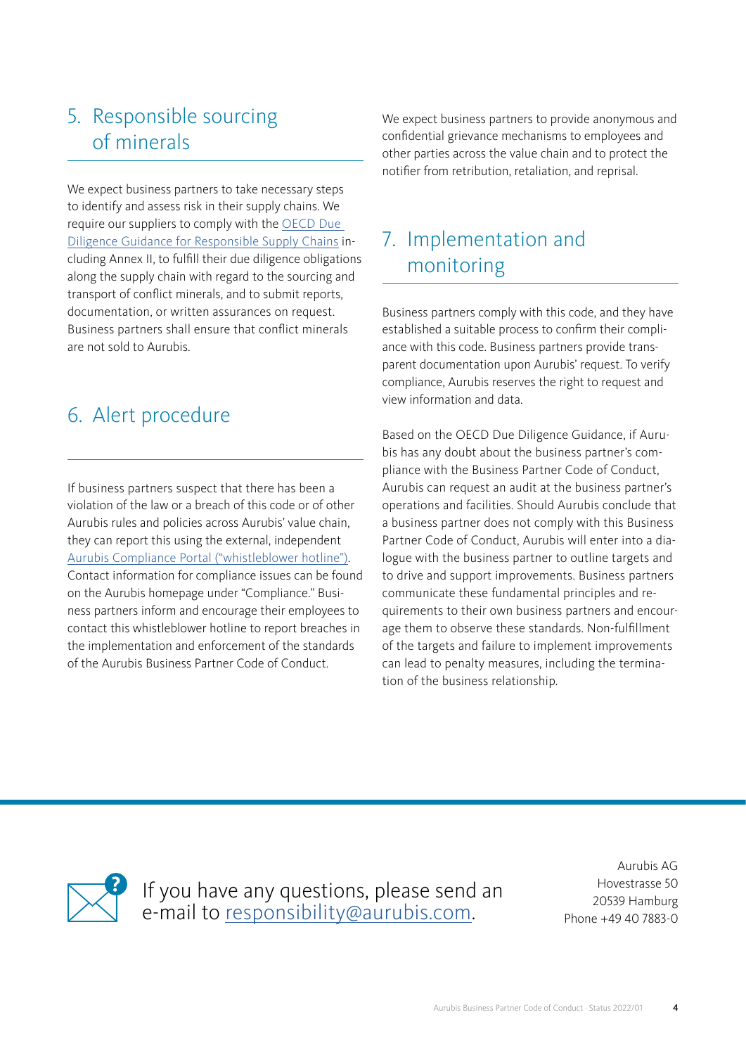## 5. Responsible sourcing of minerals

We expect business partners to take necessary steps to identify and assess risk in their supply chains. We require our suppliers to comply with the OECD Due Diligence Guidance for Responsible Supply Chains including Annex II, to fulfill their due diligence obligations along the supply chain with regard to the sourcing and transport of conflict minerals, and to submit reports, documentation, or written assurances on request. Business partners shall ensure that conflict minerals are not sold to Aurubis.

## 6. Alert procedure

If business partners suspect that there has been a violation of the law or a breach of this code or of other Aurubis rules and policies across Aurubis' value chain, they can report this using the external, independent Aurubis Compliance Portal ("whistleblower hotline"). Contact information for compliance issues can be found on the Aurubis homepage under "Compliance." Business partners inform and encourage their employees to contact this whistleblower hotline to report breaches in the implementation and enforcement of the standards of the Aurubis Business Partner Code of Conduct.

We expect business partners to provide anonymous and confidential grievance mechanisms to employees and other parties across the value chain and to protect the notifier from retribution, retaliation, and reprisal.

## 7. Implementation and monitoring

Business partners comply with this code, and they have established a suitable process to confirm their compliance with this code. Business partners provide transparent documentation upon Aurubis' request. To verify compliance, Aurubis reserves the right to request and view information and data.

Based on the OECD Due Diligence Guidance, if Aurubis has any doubt about the business partner's compliance with the Business Partner Code of Conduct, Aurubis can request an audit at the business partner's operations and facilities. Should Aurubis conclude that a business partner does not comply with this Business Partner Code of Conduct, Aurubis will enter into a dialogue with the business partner to outline targets and to drive and support improvements. Business partners communicate these fundamental principles and requirements to their own business partners and encourage them to observe these standards. Non-fulfillment of the targets and failure to implement improvements can lead to penalty measures, including the termination of the business relationship.

If you have any questions, please send an e-mail to responsibility@aurubis.com.

Aurubis AG
Hovestrasse 50
20539 Hamburg
Phone +49 40 7883-0